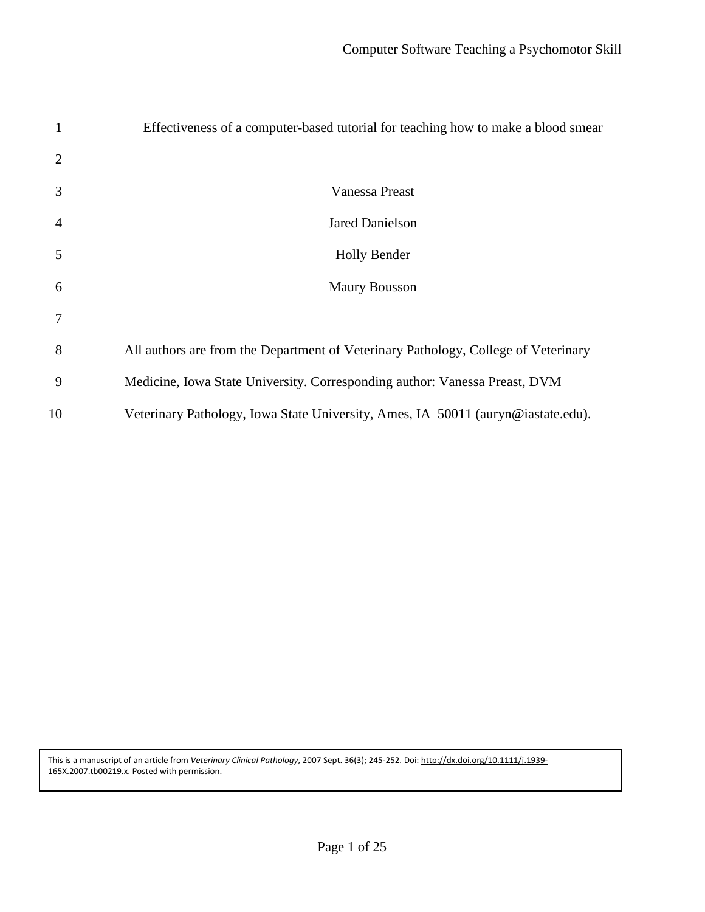# Effectiveness of a computer-based tutorial for teaching how to make a blood smear

Vanessa Preast

Jared Danielson

Holly Bender

Maury Bousson

All authors are from the Department of Veterinary Pathology, College of Veterinary Medicine, Iowa State University. Corresponding author: Vanessa Preast, DVM Veterinary Pathology, Iowa State University, Ames, IA 50011 (auryn@iastate.edu).

This is a manuscript of an article from *Veterinary Clinical Pathology*, 2007 Sept. 36(3); 245-252. Doi: http://dx.doi.org/10.1111/j.1939-165X.2007.tb00219.x. Posted with permission.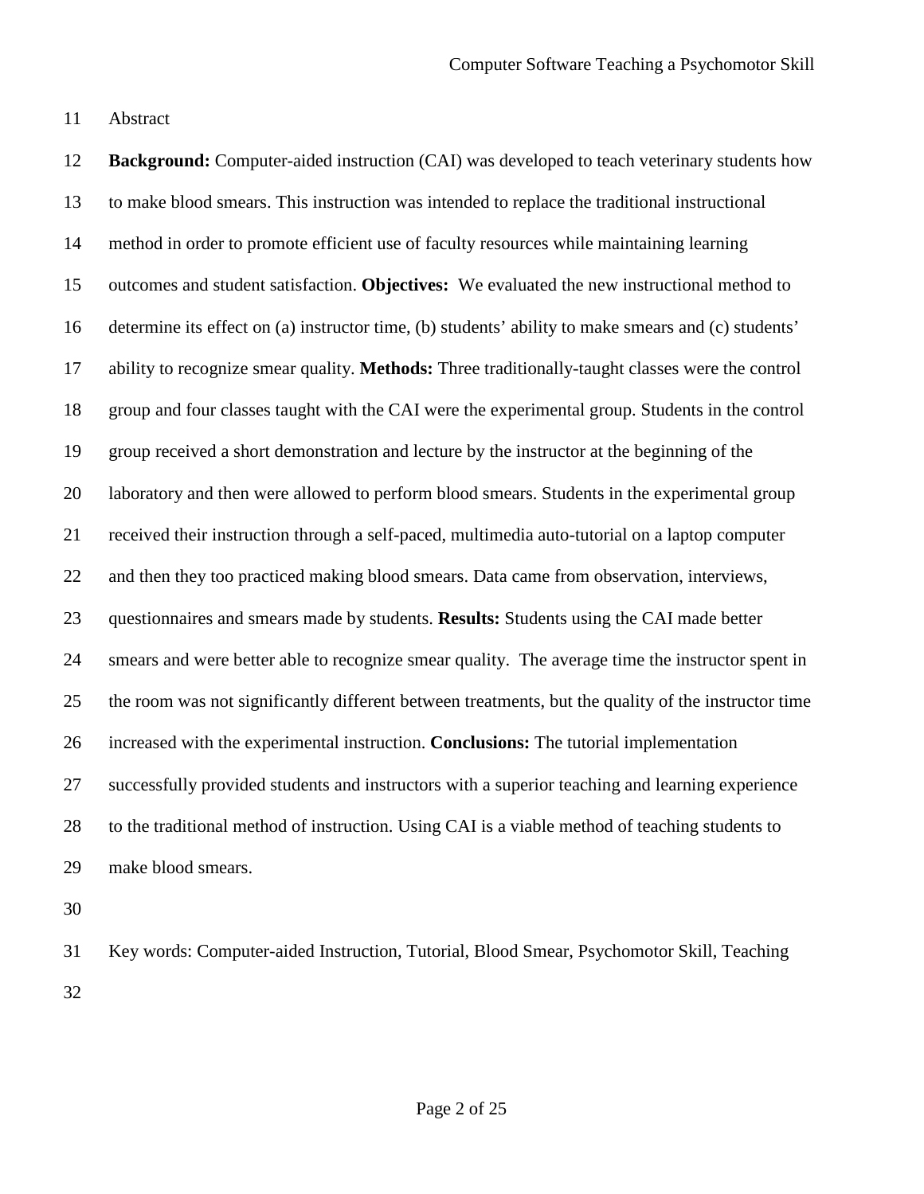# Abstract

**Background:** Computer-aided instruction (CAI) was developed to teach veterinary students how to make blood smears. This instruction was intended to replace the traditional instructional method in order to promote efficient use of faculty resources while maintaining learning outcomes and student satisfaction. **Objectives:** We evaluated the new instructional method to determine its effect on (a) instructor time, (b) students' ability to make smears and (c) students' ability to recognize smear quality. **Methods:** Three traditionally-taught classes were the control group and four classes taught with the CAI were the experimental group. Students in the control group received a short demonstration and lecture by the instructor at the beginning of the laboratory and then were allowed to perform blood smears. Students in the experimental group received their instruction through a self-paced, multimedia auto-tutorial on a laptop computer and then they too practiced making blood smears. Data came from observation, interviews, questionnaires and smears made by students. **Results:** Students using the CAI made better smears and were better able to recognize smear quality. The average time the instructor spent in the room was not significantly different between treatments, but the quality of the instructor time increased with the experimental instruction. **Conclusions:** The tutorial implementation successfully provided students and instructors with a superior teaching and learning experience to the traditional method of instruction. Using CAI is a viable method of teaching students to make blood smears.

Key words: Computer-aided Instruction, Tutorial, Blood Smear, Psychomotor Skill, Teaching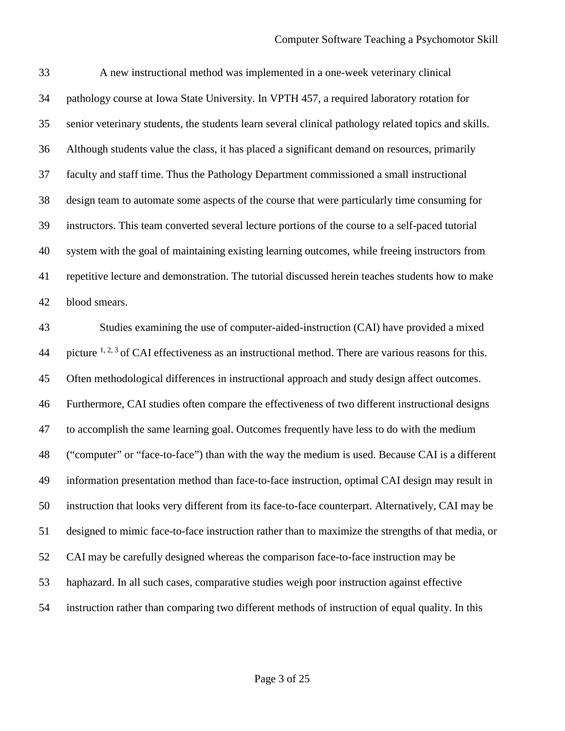A new instructional method was implemented in a one-week veterinary clinical pathology course at Iowa State University. In VPTH 457, a required laboratory rotation for senior veterinary students, the students learn several clinical pathology related topics and skills. Although students value the class, it has placed a significant demand on resources, primarily faculty and staff time. Thus the Pathology Department commissioned a small instructional design team to automate some aspects of the course that were particularly time consuming for instructors. This team converted several lecture portions of the course to a self-paced tutorial system with the goal of maintaining existing learning outcomes, while freeing instructors from repetitive lecture and demonstration. The tutorial discussed herein teaches students how to make blood smears.

Studies examining the use of computer-aided-instruction (CAI) have provided a mixed picture [1, 2, 3] of CAI effectiveness as an instructional method. There are various reasons for this. Often methodological differences in instructional approach and study design affect outcomes. Furthermore, CAI studies often compare the effectiveness of two different instructional designs to accomplish the same learning goal. Outcomes frequently have less to do with the medium ("computer" or "face-to-face") than with the way the medium is used. Because CAI is a different information presentation method than face-to-face instruction, optimal CAI design may result in instruction that looks very different from its face-to-face counterpart. Alternatively, CAI may be designed to mimic face-to-face instruction rather than to maximize the strengths of that media, or CAI may be carefully designed whereas the comparison face-to-face instruction may be haphazard. In all such cases, comparative studies weigh poor instruction against effective instruction rather than comparing two different methods of instruction of equal quality. In this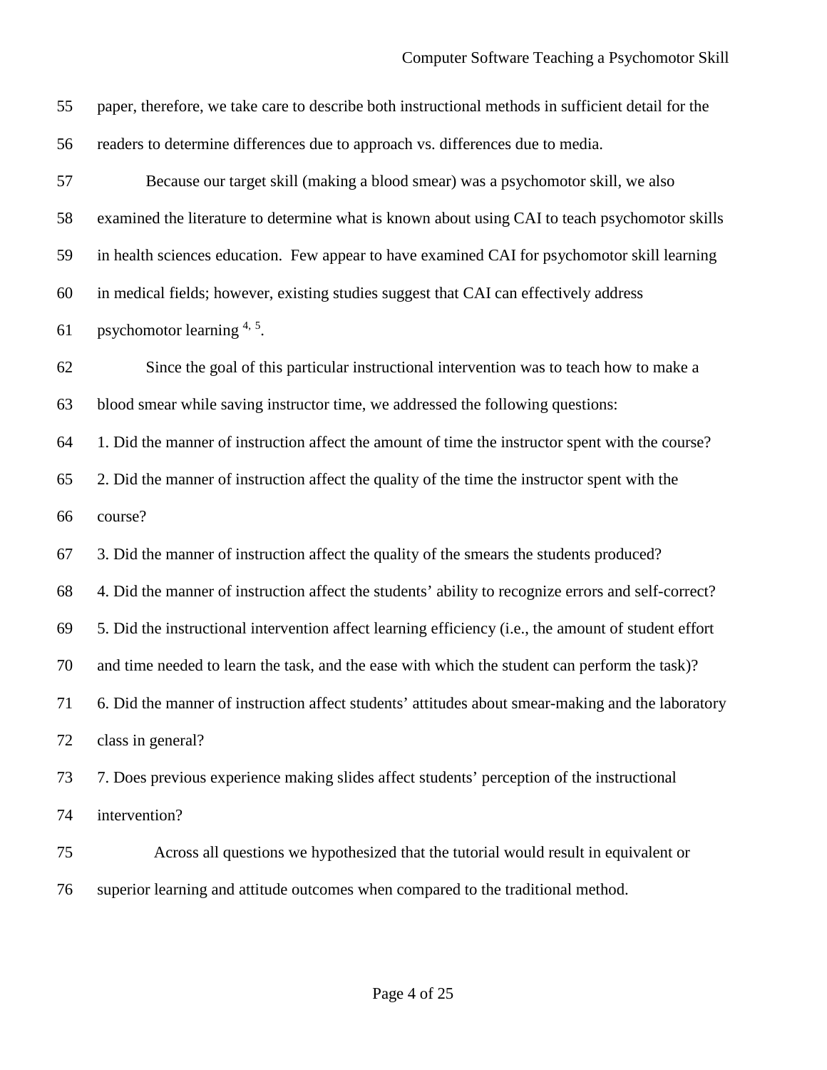paper, therefore, we take care to describe both instructional methods in sufficient detail for the readers to determine differences due to approach vs. differences due to media.

Because our target skill (making a blood smear) was a psychomotor skill, we also examined the literature to determine what is known about using CAI to teach psychomotor skills in health sciences education. Few appear to have examined CAI for psychomotor skill learning in medical fields; however, existing studies suggest that CAI can effectively address psychomotor learning [4, 5].

Since the goal of this particular instructional intervention was to teach how to make a blood smear while saving instructor time, we addressed the following questions:

1. Did the manner of instruction affect the amount of time the instructor spent with the course?
2. Did the manner of instruction affect the quality of the time the instructor spent with the course?
3. Did the manner of instruction affect the quality of the smears the students produced?
4. Did the manner of instruction affect the students' ability to recognize errors and self-correct?
5. Did the instructional intervention affect learning efficiency (i.e., the amount of student effort and time needed to learn the task, and the ease with which the student can perform the task)?
6. Did the manner of instruction affect students' attitudes about smear-making and the laboratory class in general?
7. Does previous experience making slides affect students' perception of the instructional intervention?

Across all questions we hypothesized that the tutorial would result in equivalent or superior learning and attitude outcomes when compared to the traditional method.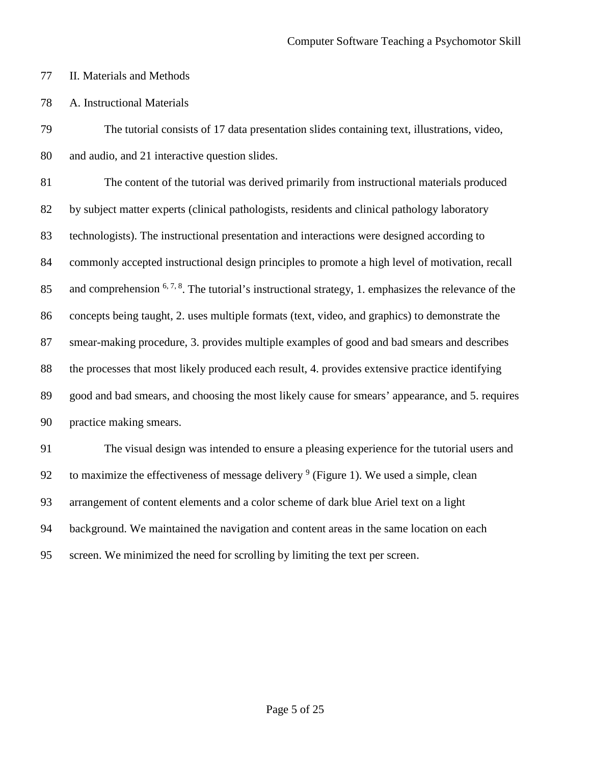## II. Materials and Methods

### A. Instructional Materials

The tutorial consists of 17 data presentation slides containing text, illustrations, video, and audio, and 21 interactive question slides.

The content of the tutorial was derived primarily from instructional materials produced by subject matter experts (clinical pathologists, residents and clinical pathology laboratory technologists). The instructional presentation and interactions were designed according to commonly accepted instructional design principles to promote a high level of motivation, recall and comprehension [6, 7, 8]. The tutorial's instructional strategy, 1. emphasizes the relevance of the concepts being taught, 2. uses multiple formats (text, video, and graphics) to demonstrate the smear-making procedure, 3. provides multiple examples of good and bad smears and describes the processes that most likely produced each result, 4. provides extensive practice identifying good and bad smears, and choosing the most likely cause for smears' appearance, and 5. requires practice making smears.

The visual design was intended to ensure a pleasing experience for the tutorial users and to maximize the effectiveness of message delivery [9] (Figure 1). We used a simple, clean arrangement of content elements and a color scheme of dark blue Ariel text on a light background. We maintained the navigation and content areas in the same location on each screen. We minimized the need for scrolling by limiting the text per screen.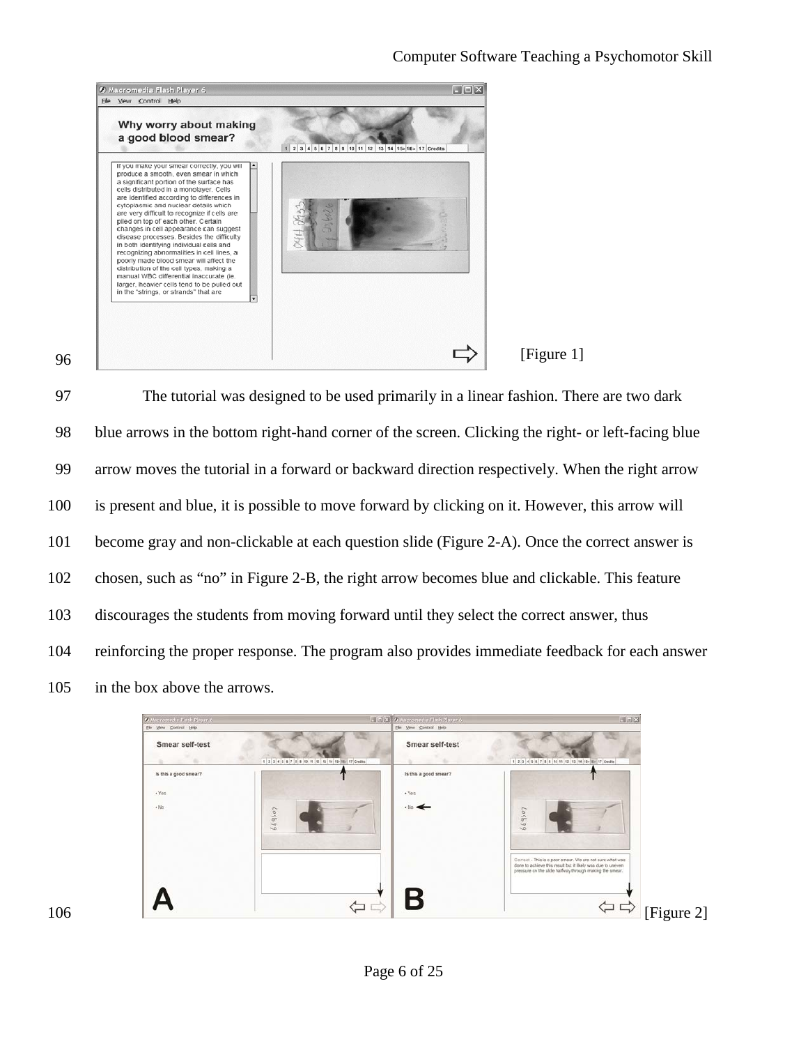[Figure 1]

The tutorial was designed to be used primarily in a linear fashion. There are two dark blue arrows in the bottom right-hand corner of the screen. Clicking the right- or left-facing blue arrow moves the tutorial in a forward or backward direction respectively. When the right arrow is present and blue, it is possible to move forward by clicking on it. However, this arrow will become gray and non-clickable at each question slide (Figure 2-A). Once the correct answer is chosen, such as "no" in Figure 2-B, the right arrow becomes blue and clickable. This feature discourages the students from moving forward until they select the correct answer, thus reinforcing the proper response. The program also provides immediate feedback for each answer in the box above the arrows.

[Figure 2]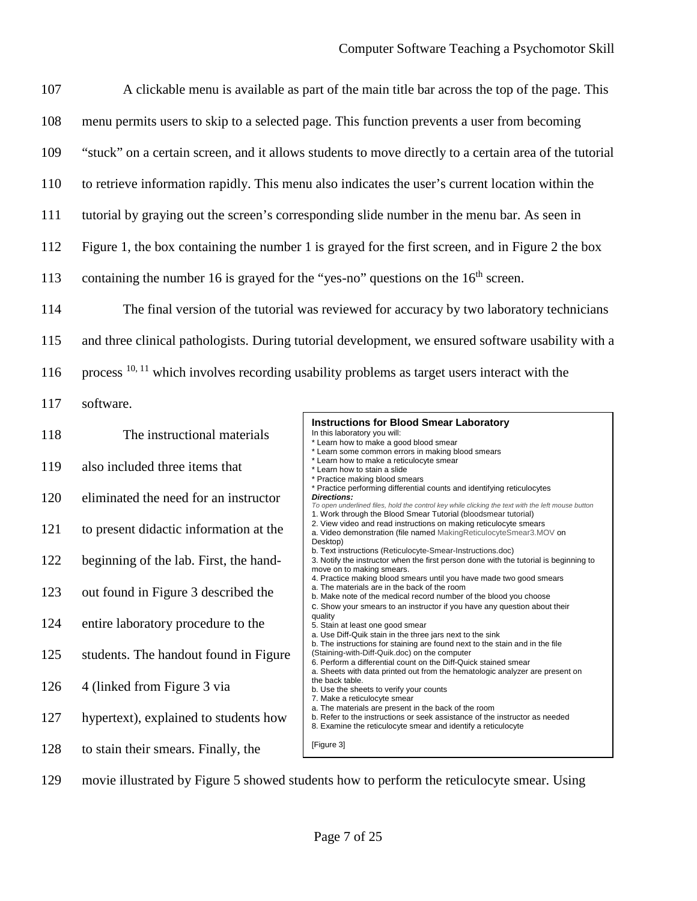A clickable menu is available as part of the main title bar across the top of the page. This menu permits users to skip to a selected page. This function prevents a user from becoming "stuck" on a certain screen, and it allows students to move directly to a certain area of the tutorial to retrieve information rapidly. This menu also indicates the user's current location within the tutorial by graying out the screen's corresponding slide number in the menu bar. As seen in Figure 1, the box containing the number 1 is grayed for the first screen, and in Figure 2 the box containing the number 16 is grayed for the "yes-no" questions on the $16^{th}$ screen.

The final version of the tutorial was reviewed for accuracy by two laboratory technicians and three clinical pathologists. During tutorial development, we ensured software usability with a process [10, 11] which involves recording usability problems as target users interact with the software.

The instructional materials also included three items that eliminated the need for an instructor to present didactic information at the beginning of the lab. First, the hand-out found in Figure 3 described the entire laboratory procedure to the students. The handout found in Figure 4 (linked from Figure 3 via hypertext), explained to students how to stain their smears. Finally, the movie illustrated by Figure 5 showed students how to perform the reticulocyte smear. Using

**Instructions for Blood Smear Laboratory**

In this laboratory you will:

* Learn how to make a good blood smear
* Learn some common errors in making blood smears
* Learn how to make a reticulocyte smear
* Learn how to stain a slide
* Practice making blood smears
* Practice performing differential counts and identifying reticulocytes

***Directions:***

*To open underlined files, hold the control key while clicking the text with the left mouse button*

1. Work through the Blood Smear Tutorial (bloodsmear tutorial)
2. View video and read instructions on making reticulocyte smears
   a. Video demonstration (file named MakingReticulocyteSmear3.MOV on Desktop)
   b. Text instructions (Reticulocyte-Smear-Instructions.doc)
3. Notify the instructor when the first person done with the tutorial is beginning to move on to making smears.
4. Practice making blood smears until you have made two good smears
   a. The materials are in the back of the room
   b. Make note of the medical record number of the blood you choose
   c. Show your smears to an instructor if you have any question about their quality
5. Stain at least one good smear
   a. Use Diff-Quik stain in the three jars next to the sink
   b. The instructions for staining are found next to the stain and in the file (Staining-with-Diff-Quik.doc) on the computer
6. Perform a differential count on the Diff-Quick stained smear
   a. Sheets with data printed out from the hematologic analyzer are present on the back table.
   b. Use the sheets to verify your counts
7. Make a reticulocyte smear
   a. The materials are present in the back of the room
   b. Refer to the instructions or seek assistance of the instructor as needed
8. Examine the reticulocyte smear and identify a reticulocyte

[Figure 3]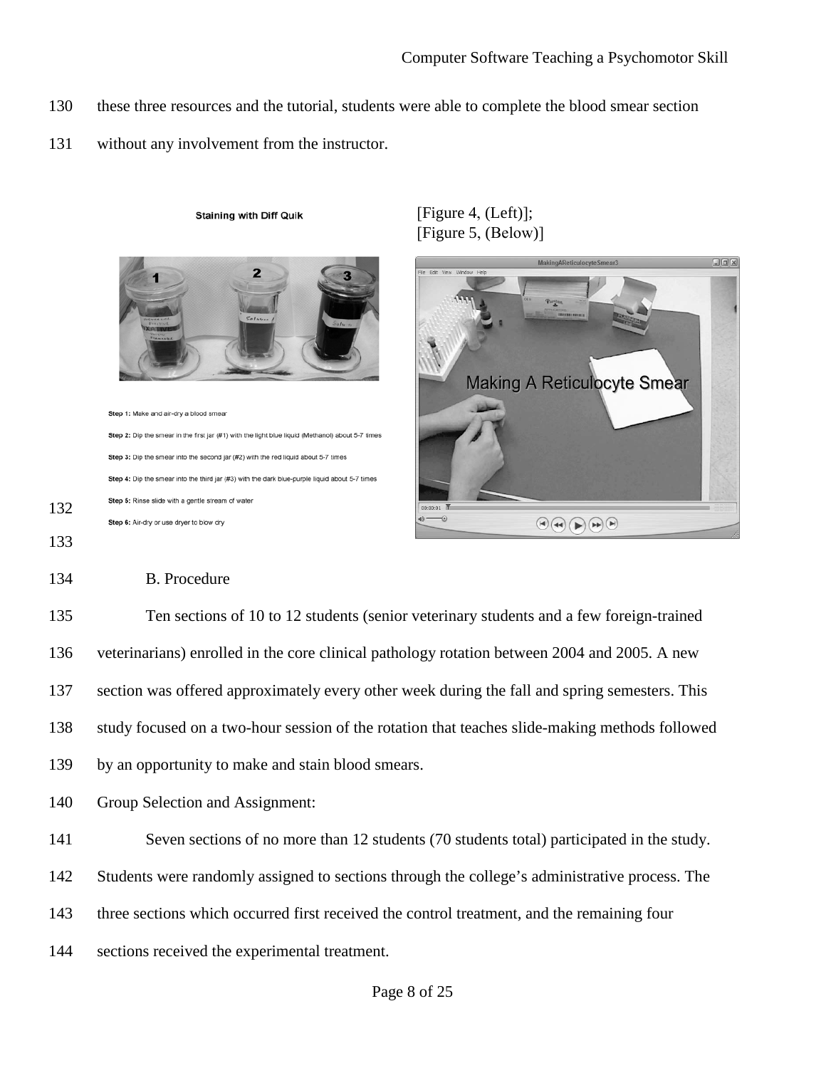these three resources and the tutorial, students were able to complete the blood smear section without any involvement from the instructor.

**Staining with Diff Quik**

**Step 1:** Make and air-dry a blood smear

**Step 2:** Dip the smear in the first jar (#1) with the light blue liquid (Methanol) about 5-7 times

**Step 3:** Dip the smear into the second jar (#2) with the red liquid about 5-7 times

**Step 4:** Dip the smear into the third jar (#3) with the dark blue-purple liquid about 5-7 times

**Step 5:** Rinse slide with a gentle stream of water

**Step 6:** Air-dry or use dryer to blow dry

[Figure 4, (Left)];
[Figure 5, (Below)]

Making A Reticulocyte Smear

B. Procedure

Ten sections of 10 to 12 students (senior veterinary students and a few foreign-trained veterinarians) enrolled in the core clinical pathology rotation between 2004 and 2005. A new section was offered approximately every other week during the fall and spring semesters. This study focused on a two-hour session of the rotation that teaches slide-making methods followed by an opportunity to make and stain blood smears.

Group Selection and Assignment:

Seven sections of no more than 12 students (70 students total) participated in the study. Students were randomly assigned to sections through the college's administrative process. The three sections which occurred first received the control treatment, and the remaining four sections received the experimental treatment.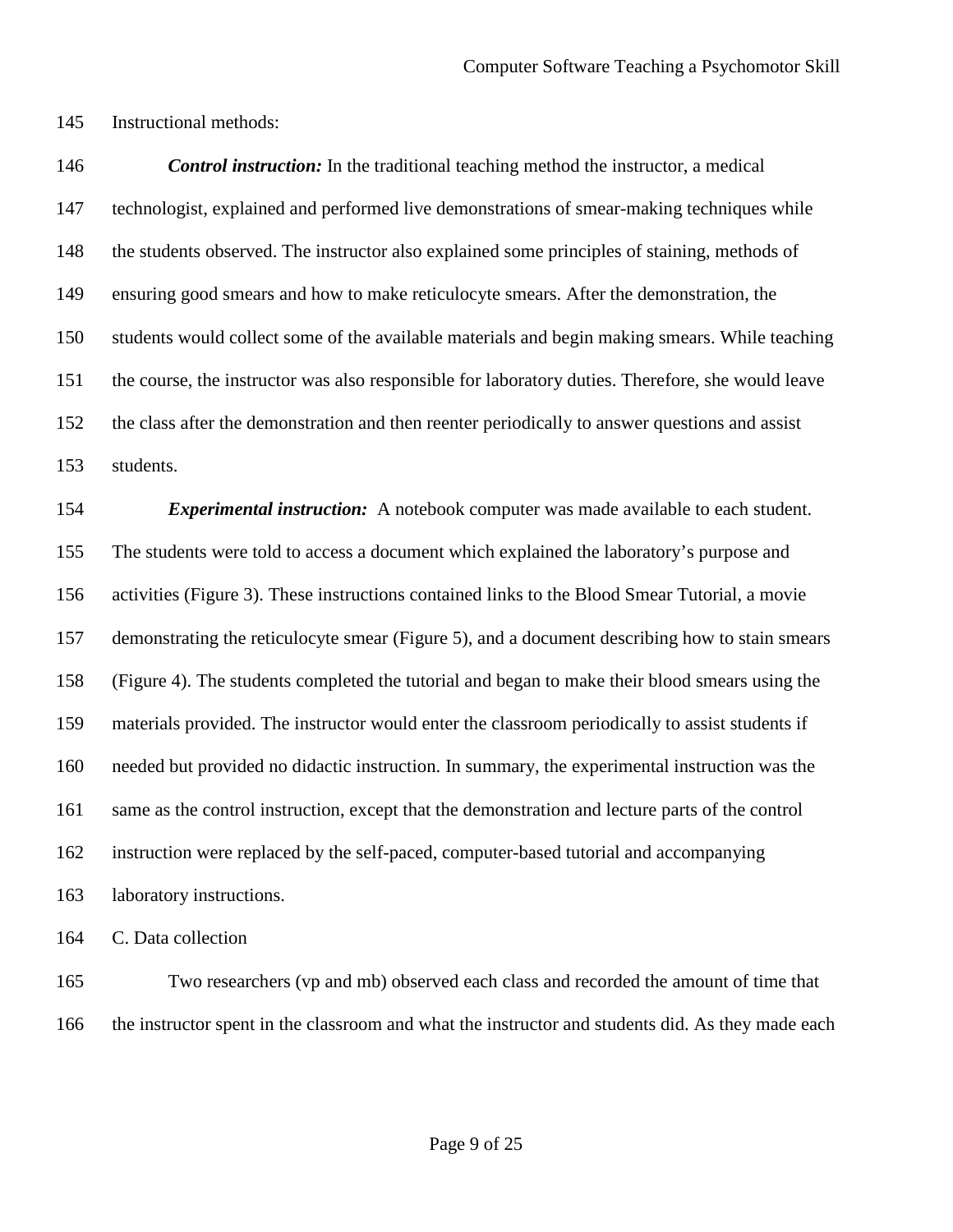Instructional methods:

***Control instruction:*** In the traditional teaching method the instructor, a medical technologist, explained and performed live demonstrations of smear-making techniques while the students observed. The instructor also explained some principles of staining, methods of ensuring good smears and how to make reticulocyte smears. After the demonstration, the students would collect some of the available materials and begin making smears. While teaching the course, the instructor was also responsible for laboratory duties. Therefore, she would leave the class after the demonstration and then reenter periodically to answer questions and assist students.

***Experimental instruction:*** A notebook computer was made available to each student. The students were told to access a document which explained the laboratory's purpose and activities (Figure 3). These instructions contained links to the Blood Smear Tutorial, a movie demonstrating the reticulocyte smear (Figure 5), and a document describing how to stain smears (Figure 4). The students completed the tutorial and began to make their blood smears using the materials provided. The instructor would enter the classroom periodically to assist students if needed but provided no didactic instruction. In summary, the experimental instruction was the same as the control instruction, except that the demonstration and lecture parts of the control instruction were replaced by the self-paced, computer-based tutorial and accompanying laboratory instructions.

C. Data collection

Two researchers (vp and mb) observed each class and recorded the amount of time that the instructor spent in the classroom and what the instructor and students did. As they made each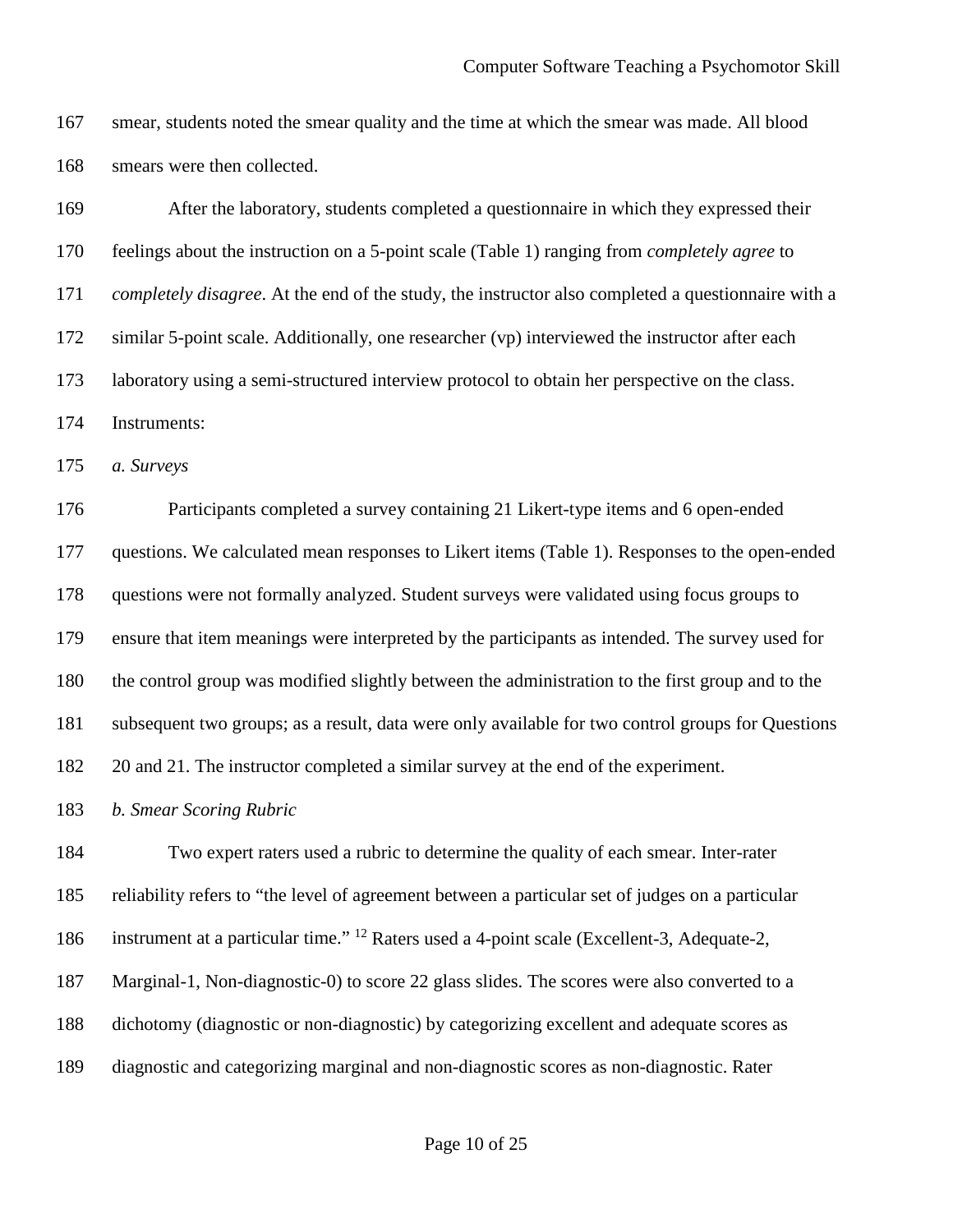smear, students noted the smear quality and the time at which the smear was made. All blood smears were then collected.

After the laboratory, students completed a questionnaire in which they expressed their feelings about the instruction on a 5-point scale (Table 1) ranging from *completely agree* to *completely disagree*. At the end of the study, the instructor also completed a questionnaire with a similar 5-point scale. Additionally, one researcher (vp) interviewed the instructor after each laboratory using a semi-structured interview protocol to obtain her perspective on the class.

Instruments:

*a. Surveys*

Participants completed a survey containing 21 Likert-type items and 6 open-ended questions. We calculated mean responses to Likert items (Table 1). Responses to the open-ended questions were not formally analyzed. Student surveys were validated using focus groups to ensure that item meanings were interpreted by the participants as intended. The survey used for the control group was modified slightly between the administration to the first group and to the subsequent two groups; as a result, data were only available for two control groups for Questions 20 and 21. The instructor completed a similar survey at the end of the experiment.

*b. Smear Scoring Rubric*

Two expert raters used a rubric to determine the quality of each smear. Inter-rater reliability refers to "the level of agreement between a particular set of judges on a particular instrument at a particular time." [12] Raters used a 4-point scale (Excellent-3, Adequate-2, Marginal-1, Non-diagnostic-0) to score 22 glass slides. The scores were also converted to a dichotomy (diagnostic or non-diagnostic) by categorizing excellent and adequate scores as diagnostic and categorizing marginal and non-diagnostic scores as non-diagnostic. Rater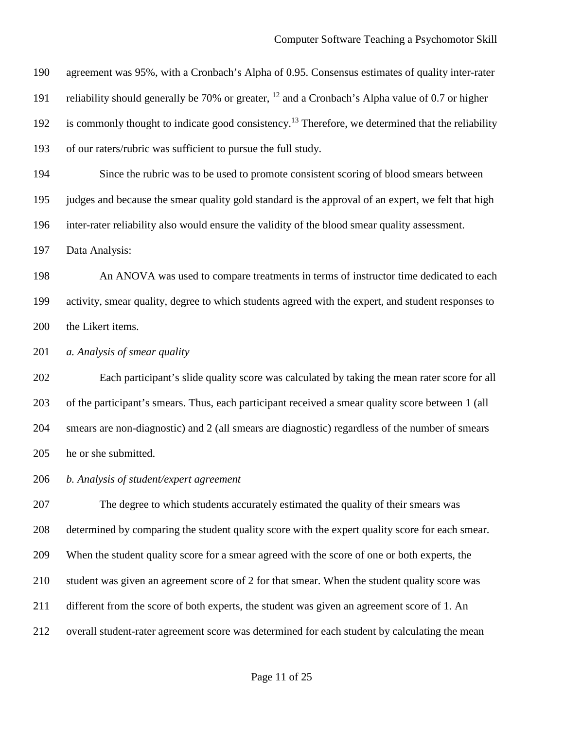agreement was 95%, with a Cronbach's Alpha of 0.95. Consensus estimates of quality inter-rater reliability should generally be 70% or greater, [12] and a Cronbach's Alpha value of 0.7 or higher is commonly thought to indicate good consistency.[13] Therefore, we determined that the reliability of our raters/rubric was sufficient to pursue the full study.

Since the rubric was to be used to promote consistent scoring of blood smears between judges and because the smear quality gold standard is the approval of an expert, we felt that high inter-rater reliability also would ensure the validity of the blood smear quality assessment.

Data Analysis:

An ANOVA was used to compare treatments in terms of instructor time dedicated to each activity, smear quality, degree to which students agreed with the expert, and student responses to the Likert items.

*a. Analysis of smear quality*

Each participant's slide quality score was calculated by taking the mean rater score for all of the participant's smears. Thus, each participant received a smear quality score between 1 (all smears are non-diagnostic) and 2 (all smears are diagnostic) regardless of the number of smears he or she submitted.

*b. Analysis of student/expert agreement*

The degree to which students accurately estimated the quality of their smears was determined by comparing the student quality score with the expert quality score for each smear. When the student quality score for a smear agreed with the score of one or both experts, the student was given an agreement score of 2 for that smear. When the student quality score was different from the score of both experts, the student was given an agreement score of 1. An overall student-rater agreement score was determined for each student by calculating the mean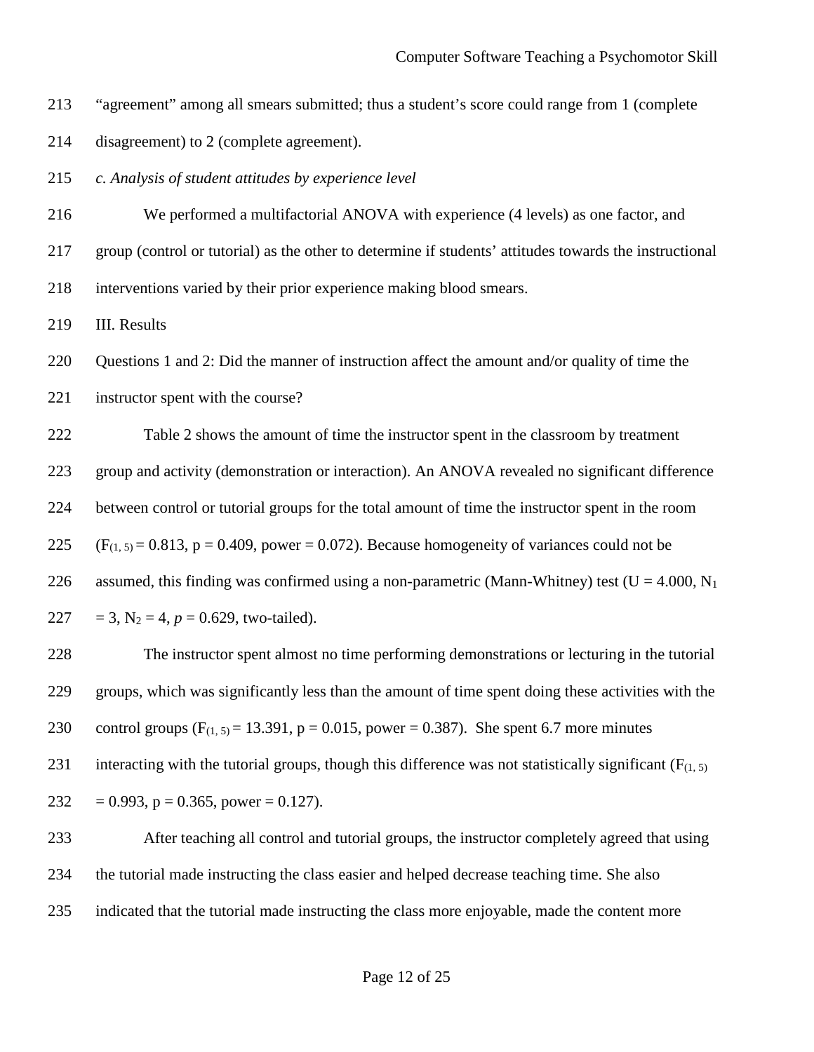"agreement" among all smears submitted; thus a student's score could range from 1 (complete disagreement) to 2 (complete agreement).

*c. Analysis of student attitudes by experience level*

We performed a multifactorial ANOVA with experience (4 levels) as one factor, and group (control or tutorial) as the other to determine if students' attitudes towards the instructional interventions varied by their prior experience making blood smears.

## III. Results

Questions 1 and 2: Did the manner of instruction affect the amount and/or quality of time the instructor spent with the course?

Table 2 shows the amount of time the instructor spent in the classroom by treatment group and activity (demonstration or interaction). An ANOVA revealed no significant difference between control or tutorial groups for the total amount of time the instructor spent in the room ($F_{(1, 5)} = 0.813$, $p = 0.409$, power = 0.072). Because homogeneity of variances could not be assumed, this finding was confirmed using a non-parametric (Mann-Whitney) test ($U = 4.000$, $N_1 = 3$, $N_2 = 4$, $p = 0.629$, two-tailed).

The instructor spent almost no time performing demonstrations or lecturing in the tutorial groups, which was significantly less than the amount of time spent doing these activities with the control groups ($F_{(1, 5)} = 13.391$, $p = 0.015$, power = 0.387). She spent 6.7 more minutes interacting with the tutorial groups, though this difference was not statistically significant ($F_{(1, 5)} = 0.993$, $p = 0.365$, power = 0.127).

After teaching all control and tutorial groups, the instructor completely agreed that using the tutorial made instructing the class easier and helped decrease teaching time. She also indicated that the tutorial made instructing the class more enjoyable, made the content more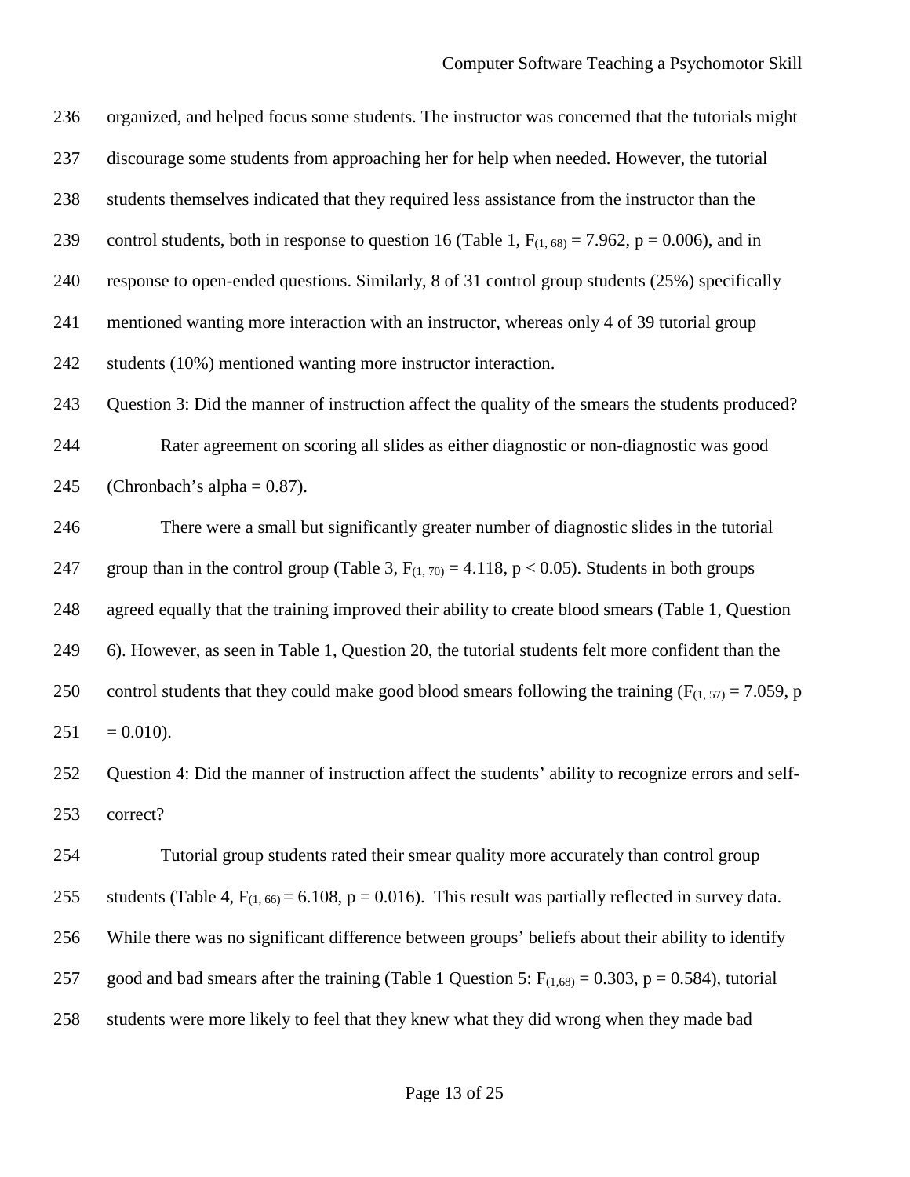organized, and helped focus some students. The instructor was concerned that the tutorials might discourage some students from approaching her for help when needed. However, the tutorial students themselves indicated that they required less assistance from the instructor than the control students, both in response to question 16 (Table 1, $F_{(1, 68)} = 7.962$, $p = 0.006$), and in response to open-ended questions. Similarly, 8 of 31 control group students (25%) specifically mentioned wanting more interaction with an instructor, whereas only 4 of 39 tutorial group students (10%) mentioned wanting more instructor interaction.

Question 3: Did the manner of instruction affect the quality of the smears the students produced?

Rater agreement on scoring all slides as either diagnostic or non-diagnostic was good (Chronbach's alpha = 0.87).

There were a small but significantly greater number of diagnostic slides in the tutorial group than in the control group (Table 3, $F_{(1, 70)} = 4.118$, $p < 0.05$). Students in both groups agreed equally that the training improved their ability to create blood smears (Table 1, Question 6). However, as seen in Table 1, Question 20, the tutorial students felt more confident than the control students that they could make good blood smears following the training ($F_{(1, 57)} = 7.059$, $p = 0.010$).

Question 4: Did the manner of instruction affect the students' ability to recognize errors and self-correct?

Tutorial group students rated their smear quality more accurately than control group students (Table 4, $F_{(1, 66)} = 6.108$, $p = 0.016$). This result was partially reflected in survey data. While there was no significant difference between groups' beliefs about their ability to identify good and bad smears after the training (Table 1 Question 5: $F_{(1,68)} = 0.303$, $p = 0.584$), tutorial students were more likely to feel that they knew what they did wrong when they made bad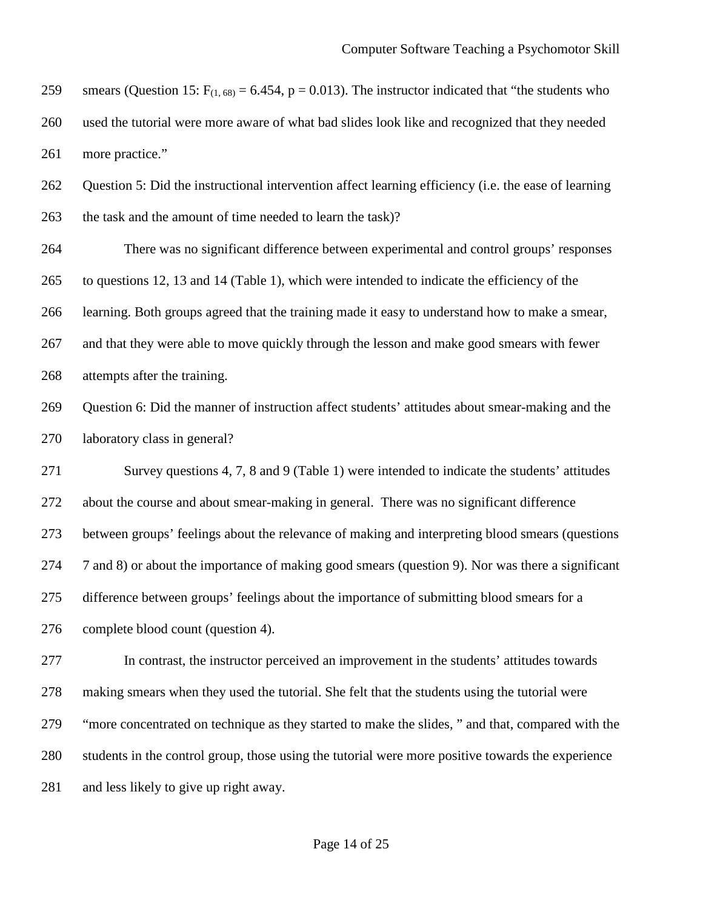smears (Question 15: $F_{(1, 68)} = 6.454$, $p = 0.013$). The instructor indicated that "the students who used the tutorial were more aware of what bad slides look like and recognized that they needed more practice."

Question 5: Did the instructional intervention affect learning efficiency (i.e. the ease of learning the task and the amount of time needed to learn the task)?

There was no significant difference between experimental and control groups' responses to questions 12, 13 and 14 (Table 1), which were intended to indicate the efficiency of the learning. Both groups agreed that the training made it easy to understand how to make a smear, and that they were able to move quickly through the lesson and make good smears with fewer attempts after the training.

Question 6: Did the manner of instruction affect students' attitudes about smear-making and the laboratory class in general?

Survey questions 4, 7, 8 and 9 (Table 1) were intended to indicate the students' attitudes about the course and about smear-making in general. There was no significant difference between groups' feelings about the relevance of making and interpreting blood smears (questions 7 and 8) or about the importance of making good smears (question 9). Nor was there a significant difference between groups' feelings about the importance of submitting blood smears for a complete blood count (question 4).

In contrast, the instructor perceived an improvement in the students' attitudes towards making smears when they used the tutorial. She felt that the students using the tutorial were "more concentrated on technique as they started to make the slides, " and that, compared with the students in the control group, those using the tutorial were more positive towards the experience and less likely to give up right away.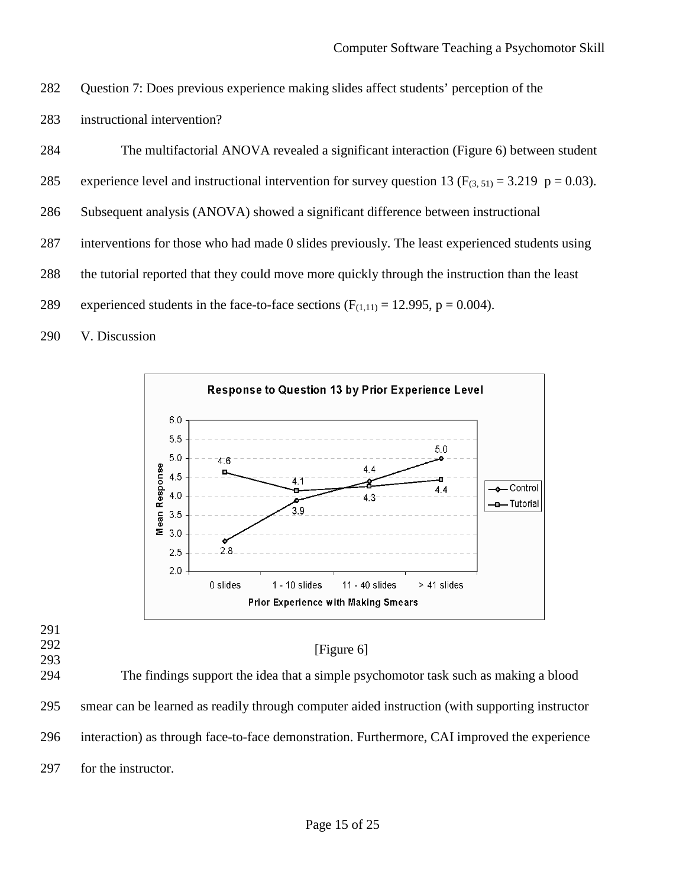Question 7: Does previous experience making slides affect students' perception of the instructional intervention?

The multifactorial ANOVA revealed a significant interaction (Figure 6) between student experience level and instructional intervention for survey question 13 ($F_{(3, 51)} = 3.219$  $p = 0.03$). Subsequent analysis (ANOVA) showed a significant difference between instructional interventions for those who had made 0 slides previously. The least experienced students using the tutorial reported that they could move more quickly through the instruction than the least experienced students in the face-to-face sections ($F_{(1,11)} = 12.995$, $p = 0.004$).

## V. Discussion

[Figure 6]

The findings support the idea that a simple psychomotor task such as making a blood smear can be learned as readily through computer aided instruction (with supporting instructor interaction) as through face-to-face demonstration. Furthermore, CAI improved the experience for the instructor.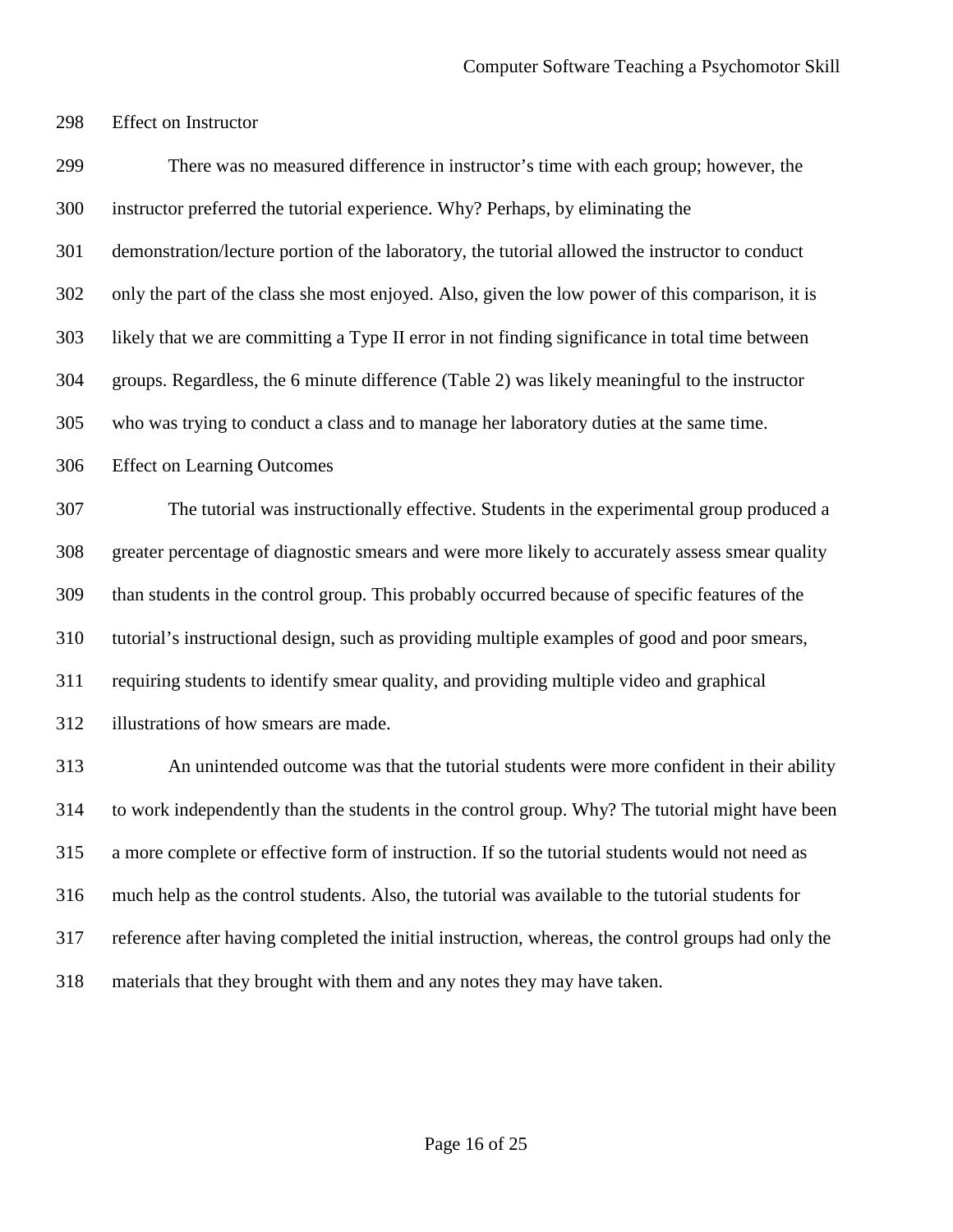### Effect on Instructor

There was no measured difference in instructor's time with each group; however, the instructor preferred the tutorial experience. Why? Perhaps, by eliminating the demonstration/lecture portion of the laboratory, the tutorial allowed the instructor to conduct only the part of the class she most enjoyed. Also, given the low power of this comparison, it is likely that we are committing a Type II error in not finding significance in total time between groups. Regardless, the 6 minute difference (Table 2) was likely meaningful to the instructor who was trying to conduct a class and to manage her laboratory duties at the same time.

### Effect on Learning Outcomes

The tutorial was instructionally effective. Students in the experimental group produced a greater percentage of diagnostic smears and were more likely to accurately assess smear quality than students in the control group. This probably occurred because of specific features of the tutorial's instructional design, such as providing multiple examples of good and poor smears, requiring students to identify smear quality, and providing multiple video and graphical illustrations of how smears are made.

An unintended outcome was that the tutorial students were more confident in their ability to work independently than the students in the control group. Why? The tutorial might have been a more complete or effective form of instruction. If so the tutorial students would not need as much help as the control students. Also, the tutorial was available to the tutorial students for reference after having completed the initial instruction, whereas, the control groups had only the materials that they brought with them and any notes they may have taken.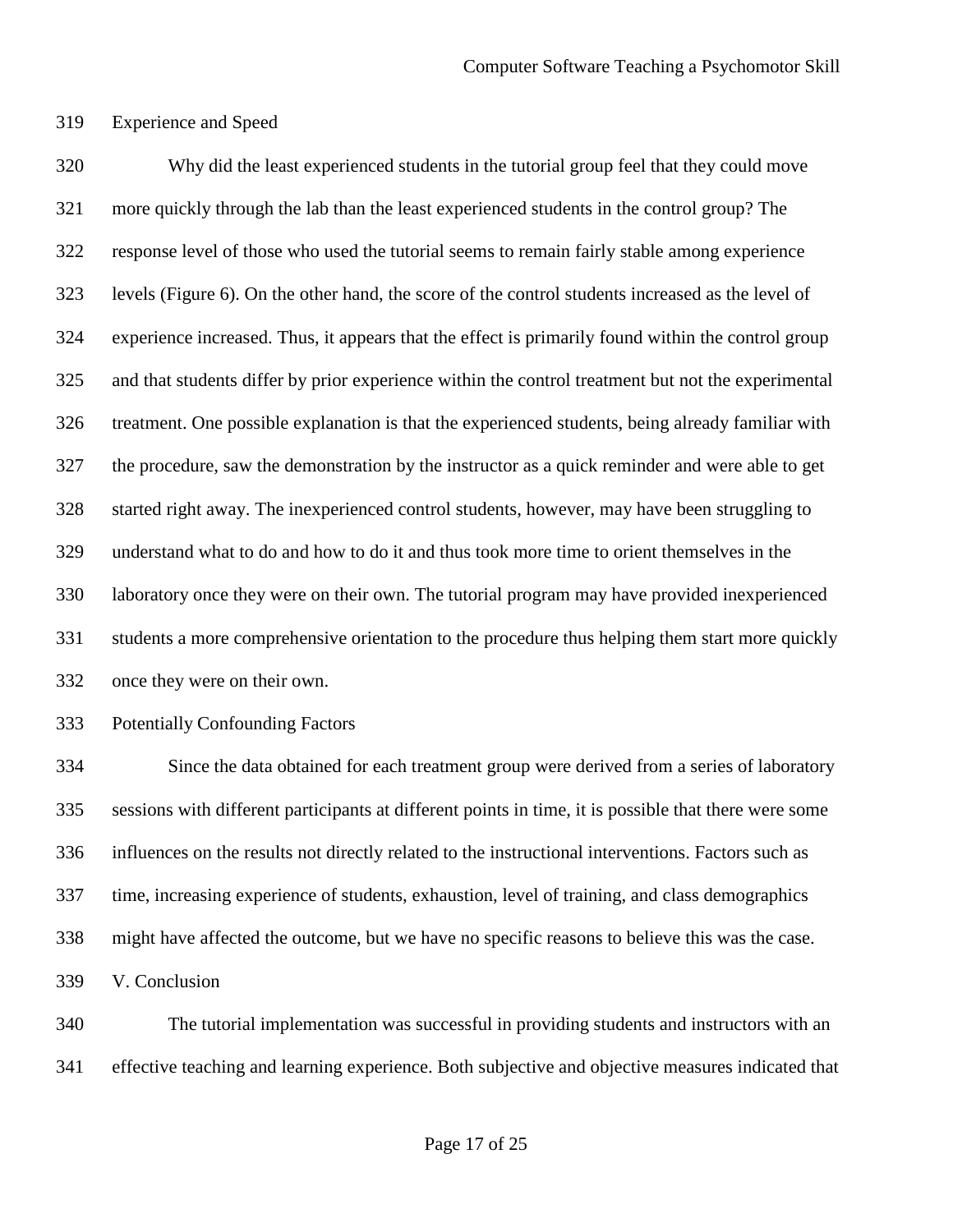### Experience and Speed

Why did the least experienced students in the tutorial group feel that they could move more quickly through the lab than the least experienced students in the control group? The response level of those who used the tutorial seems to remain fairly stable among experience levels (Figure 6). On the other hand, the score of the control students increased as the level of experience increased. Thus, it appears that the effect is primarily found within the control group and that students differ by prior experience within the control treatment but not the experimental treatment. One possible explanation is that the experienced students, being already familiar with the procedure, saw the demonstration by the instructor as a quick reminder and were able to get started right away. The inexperienced control students, however, may have been struggling to understand what to do and how to do it and thus took more time to orient themselves in the laboratory once they were on their own. The tutorial program may have provided inexperienced students a more comprehensive orientation to the procedure thus helping them start more quickly once they were on their own.

### Potentially Confounding Factors

Since the data obtained for each treatment group were derived from a series of laboratory sessions with different participants at different points in time, it is possible that there were some influences on the results not directly related to the instructional interventions. Factors such as time, increasing experience of students, exhaustion, level of training, and class demographics might have affected the outcome, but we have no specific reasons to believe this was the case.

## V. Conclusion

The tutorial implementation was successful in providing students and instructors with an effective teaching and learning experience. Both subjective and objective measures indicated that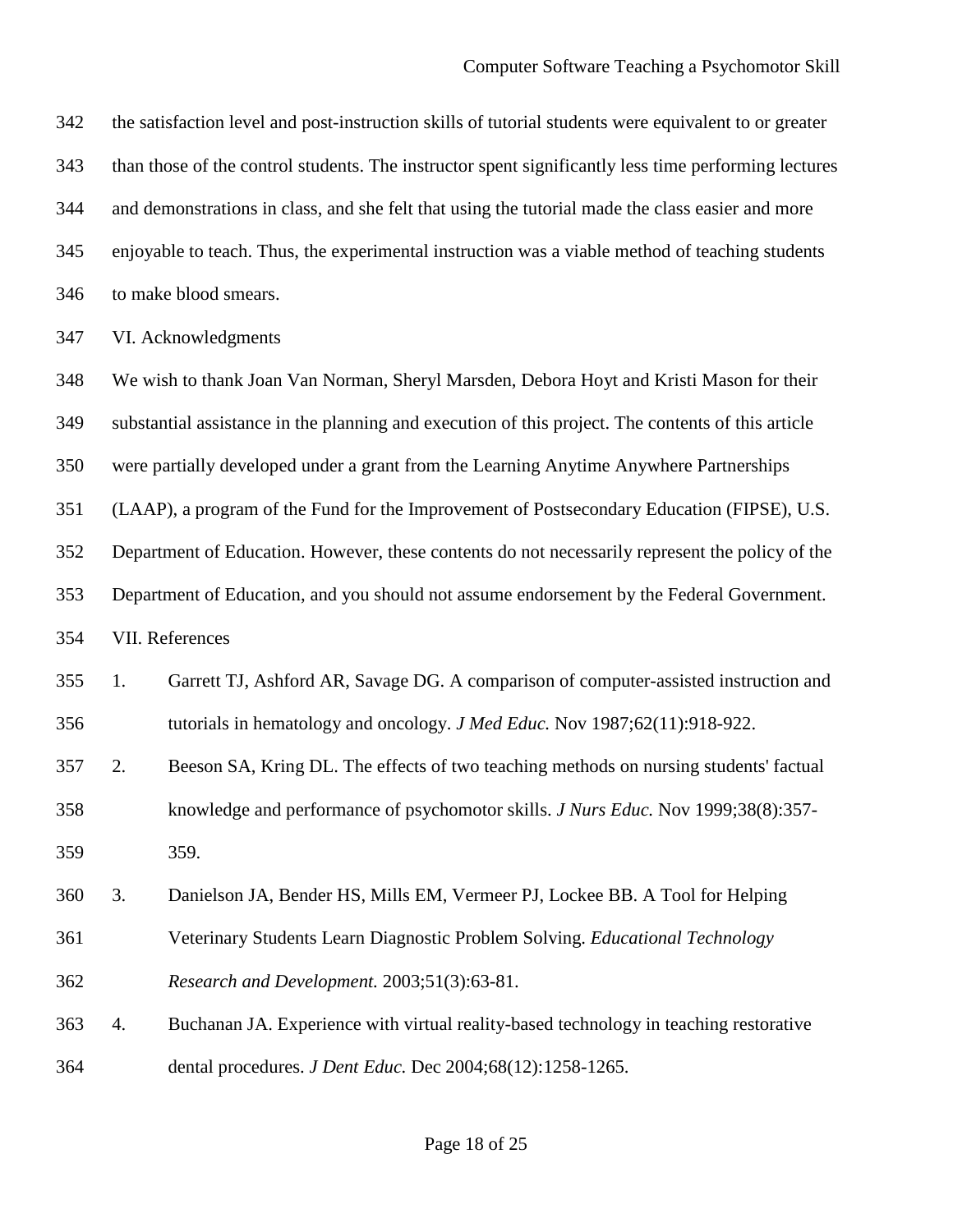the satisfaction level and post-instruction skills of tutorial students were equivalent to or greater than those of the control students. The instructor spent significantly less time performing lectures and demonstrations in class, and she felt that using the tutorial made the class easier and more enjoyable to teach. Thus, the experimental instruction was a viable method of teaching students to make blood smears.

## VI. Acknowledgments

We wish to thank Joan Van Norman, Sheryl Marsden, Debora Hoyt and Kristi Mason for their substantial assistance in the planning and execution of this project. The contents of this article were partially developed under a grant from the Learning Anytime Anywhere Partnerships (LAAP), a program of the Fund for the Improvement of Postsecondary Education (FIPSE), U.S. Department of Education. However, these contents do not necessarily represent the policy of the Department of Education, and you should not assume endorsement by the Federal Government.

## VII. References

1. Garrett TJ, Ashford AR, Savage DG. A comparison of computer-assisted instruction and tutorials in hematology and oncology. *J Med Educ.* Nov 1987;62(11):918-922.
2. Beeson SA, Kring DL. The effects of two teaching methods on nursing students' factual knowledge and performance of psychomotor skills. *J Nurs Educ.* Nov 1999;38(8):357-359.
3. Danielson JA, Bender HS, Mills EM, Vermeer PJ, Lockee BB. A Tool for Helping Veterinary Students Learn Diagnostic Problem Solving. *Educational Technology Research and Development.* 2003;51(3):63-81.
4. Buchanan JA. Experience with virtual reality-based technology in teaching restorative dental procedures. *J Dent Educ.* Dec 2004;68(12):1258-1265.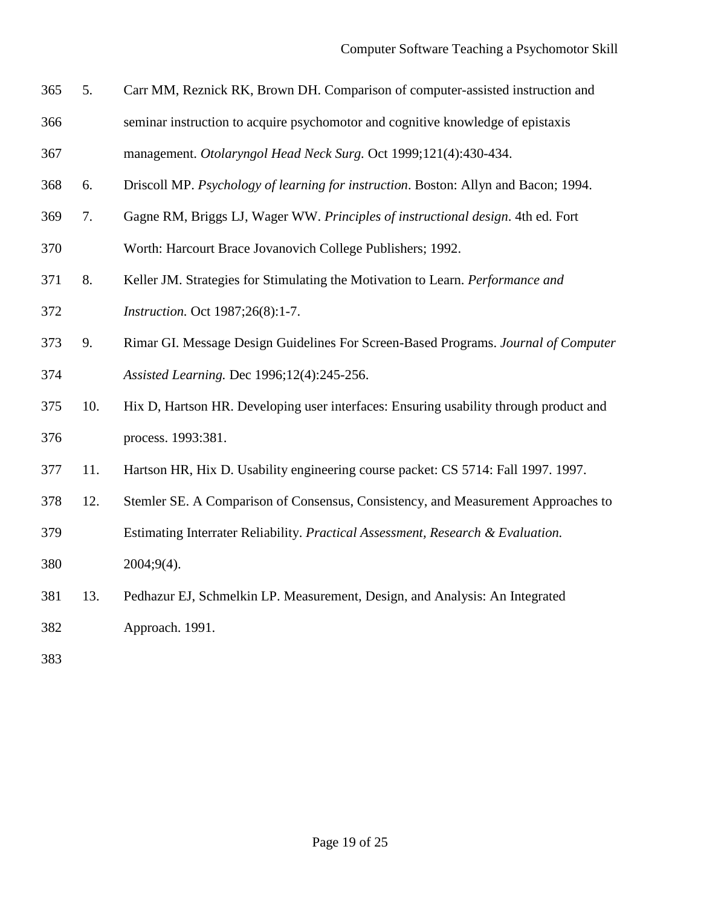5. Carr MM, Reznick RK, Brown DH. Comparison of computer-assisted instruction and seminar instruction to acquire psychomotor and cognitive knowledge of epistaxis management. *Otolaryngol Head Neck Surg.* Oct 1999;121(4):430-434.
6. Driscoll MP. *Psychology of learning for instruction*. Boston: Allyn and Bacon; 1994.
7. Gagne RM, Briggs LJ, Wager WW. *Principles of instructional design*. 4th ed. Fort Worth: Harcourt Brace Jovanovich College Publishers; 1992.
8. Keller JM. Strategies for Stimulating the Motivation to Learn. *Performance and Instruction.* Oct 1987;26(8):1-7.
9. Rimar GI. Message Design Guidelines For Screen-Based Programs. *Journal of Computer Assisted Learning.* Dec 1996;12(4):245-256.
10. Hix D, Hartson HR. Developing user interfaces: Ensuring usability through product and process. 1993:381.
11. Hartson HR, Hix D. Usability engineering course packet: CS 5714: Fall 1997. 1997.
12. Stemler SE. A Comparison of Consensus, Consistency, and Measurement Approaches to Estimating Interrater Reliability. *Practical Assessment, Research & Evaluation.* 2004;9(4).
13. Pedhazur EJ, Schmelkin LP. Measurement, Design, and Analysis: An Integrated Approach. 1991.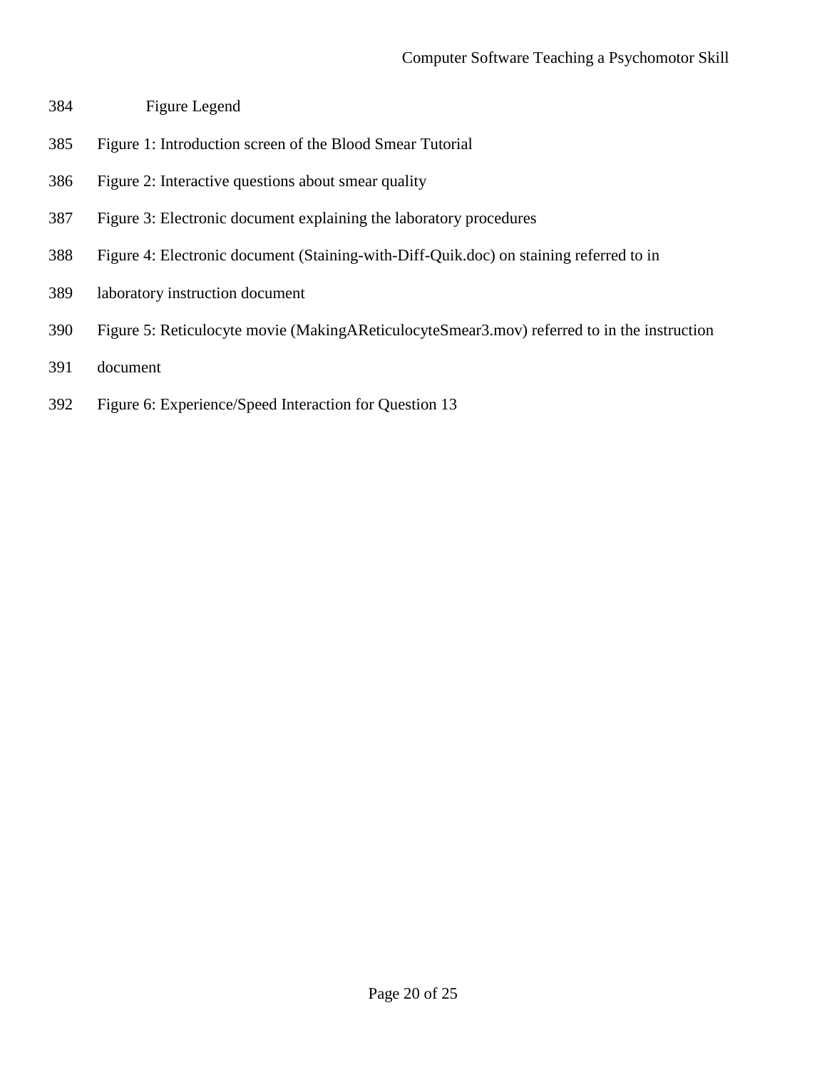## Figure Legend

Figure 1: Introduction screen of the Blood Smear Tutorial

Figure 2: Interactive questions about smear quality

Figure 3: Electronic document explaining the laboratory procedures

Figure 4: Electronic document (Staining-with-Diff-Quik.doc) on staining referred to in laboratory instruction document

Figure 5: Reticulocyte movie (MakingAReticulocyteSmear3.mov) referred to in the instruction document

Figure 6: Experience/Speed Interaction for Question 13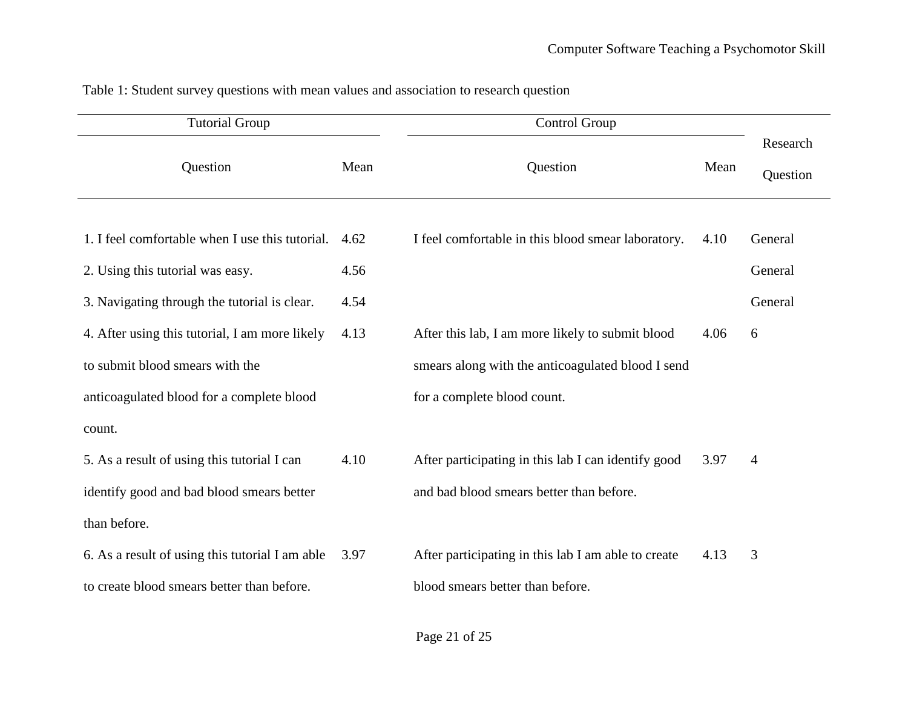Table 1: Student survey questions with mean values and association to research question

| Tutorial Group | | Control Group | | Research Question |
|---|---|---|---|---|
| Question | Mean | Question | Mean | |
| 1. I feel comfortable when I use this tutorial. | 4.62 | I feel comfortable in this blood smear laboratory. | 4.10 | General |
| 2. Using this tutorial was easy. | 4.56 | | | General |
| 3. Navigating through the tutorial is clear. | 4.54 | | | General |
| 4. After using this tutorial, I am more likely to submit blood smears with the anticoagulated blood for a complete blood count. | 4.13 | After this lab, I am more likely to submit blood smears along with the anticoagulated blood I send for a complete blood count. | 4.06 | 6 |
| 5. As a result of using this tutorial I can identify good and bad blood smears better than before. | 4.10 | After participating in this lab I can identify good and bad blood smears better than before. | 3.97 | 4 |
| 6. As a result of using this tutorial I am able to create blood smears better than before. | 3.97 | After participating in this lab I am able to create blood smears better than before. | 4.13 | 3 |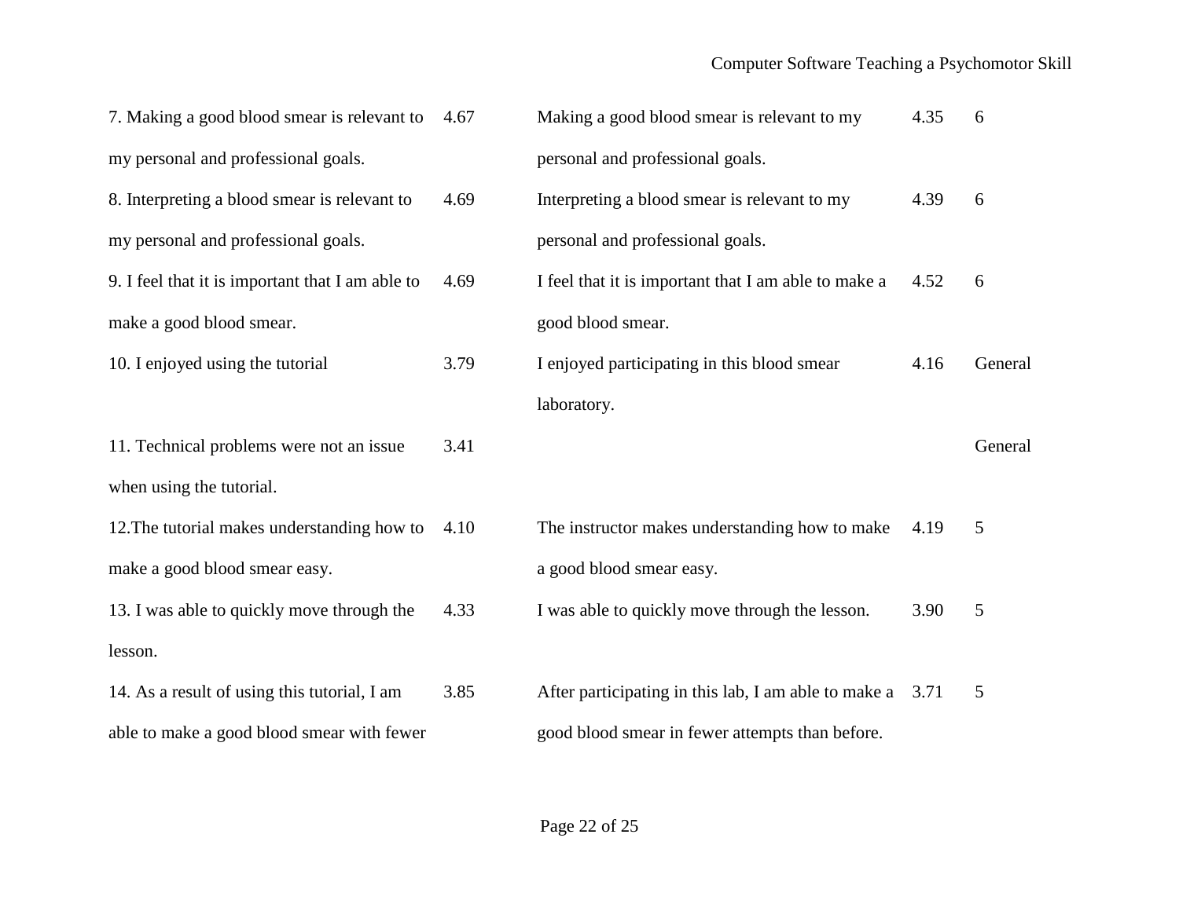| | | | | |
|---|---|---|---|---|
| 7. Making a good blood smear is relevant to my personal and professional goals. | 4.67 | Making a good blood smear is relevant to my personal and professional goals. | 4.35 | 6 |
| 8. Interpreting a blood smear is relevant to my personal and professional goals. | 4.69 | Interpreting a blood smear is relevant to my personal and professional goals. | 4.39 | 6 |
| 9. I feel that it is important that I am able to make a good blood smear. | 4.69 | I feel that it is important that I am able to make a good blood smear. | 4.52 | 6 |
| 10. I enjoyed using the tutorial | 3.79 | I enjoyed participating in this blood smear laboratory. | 4.16 | General |
| 11. Technical problems were not an issue when using the tutorial. | 3.41 | | | General |
| 12.The tutorial makes understanding how to make a good blood smear easy. | 4.10 | The instructor makes understanding how to make a good blood smear easy. | 4.19 | 5 |
| 13. I was able to quickly move through the lesson. | 4.33 | I was able to quickly move through the lesson. | 3.90 | 5 |
| 14. As a result of using this tutorial, I am able to make a good blood smear with fewer | 3.85 | After participating in this lab, I am able to make a good blood smear in fewer attempts than before. | 3.71 | 5 |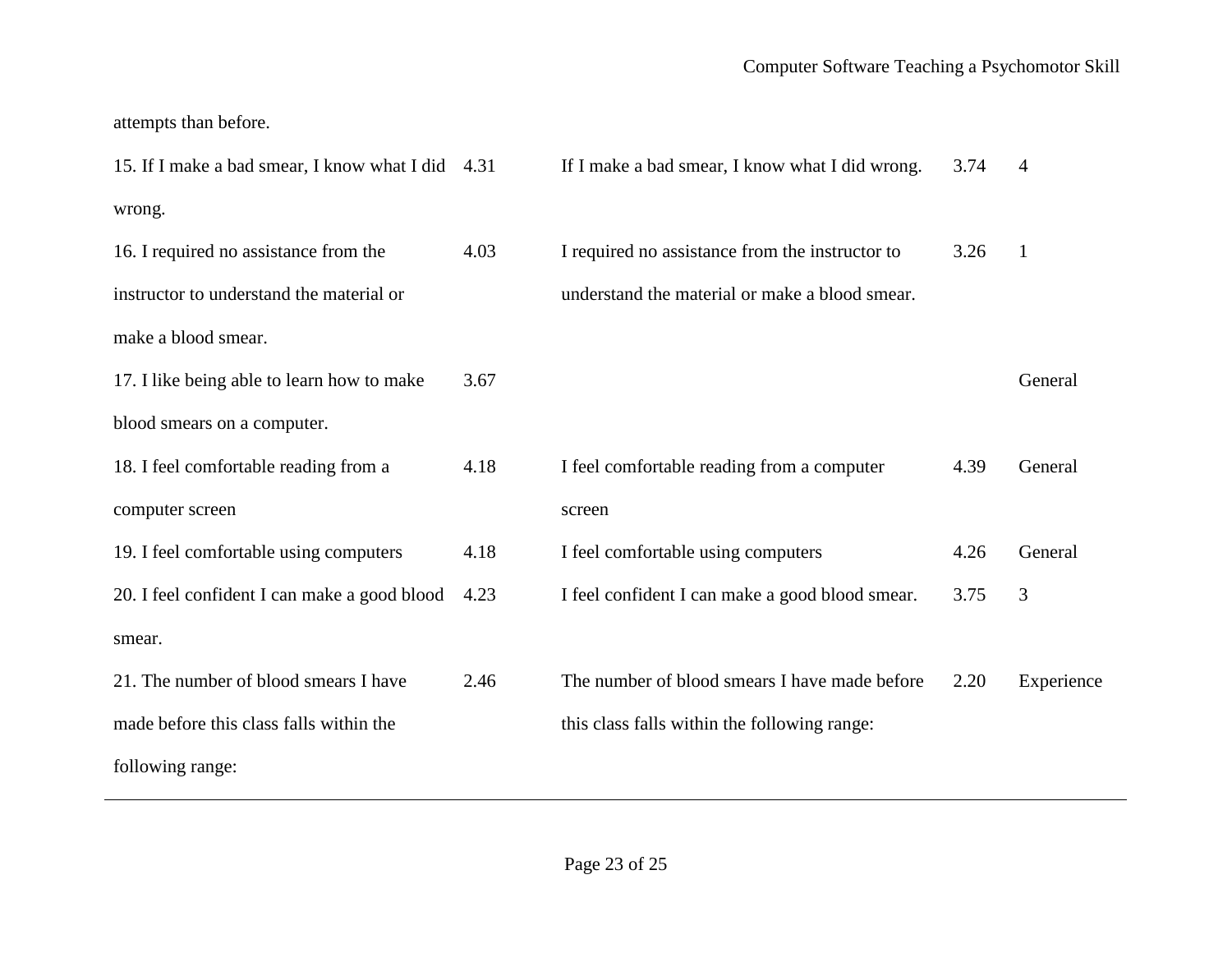| | | | | |
|---|---|---|---|---|
| attempts than before. | | | | |
| 15. If I make a bad smear, I know what I did wrong. | 4.31 | If I make a bad smear, I know what I did wrong. | 3.74 | 4 |
| 16. I required no assistance from the instructor to understand the material or make a blood smear. | 4.03 | I required no assistance from the instructor to understand the material or make a blood smear. | 3.26 | 1 |
| 17. I like being able to learn how to make blood smears on a computer. | 3.67 | | | General |
| 18. I feel comfortable reading from a computer screen | 4.18 | I feel comfortable reading from a computer screen | 4.39 | General |
| 19. I feel comfortable using computers | 4.18 | I feel comfortable using computers | 4.26 | General |
| 20. I feel confident I can make a good blood smear. | 4.23 | I feel confident I can make a good blood smear. | 3.75 | 3 |
| 21. The number of blood smears I have made before this class falls within the following range: | 2.46 | The number of blood smears I have made before this class falls within the following range: | 2.20 | Experience |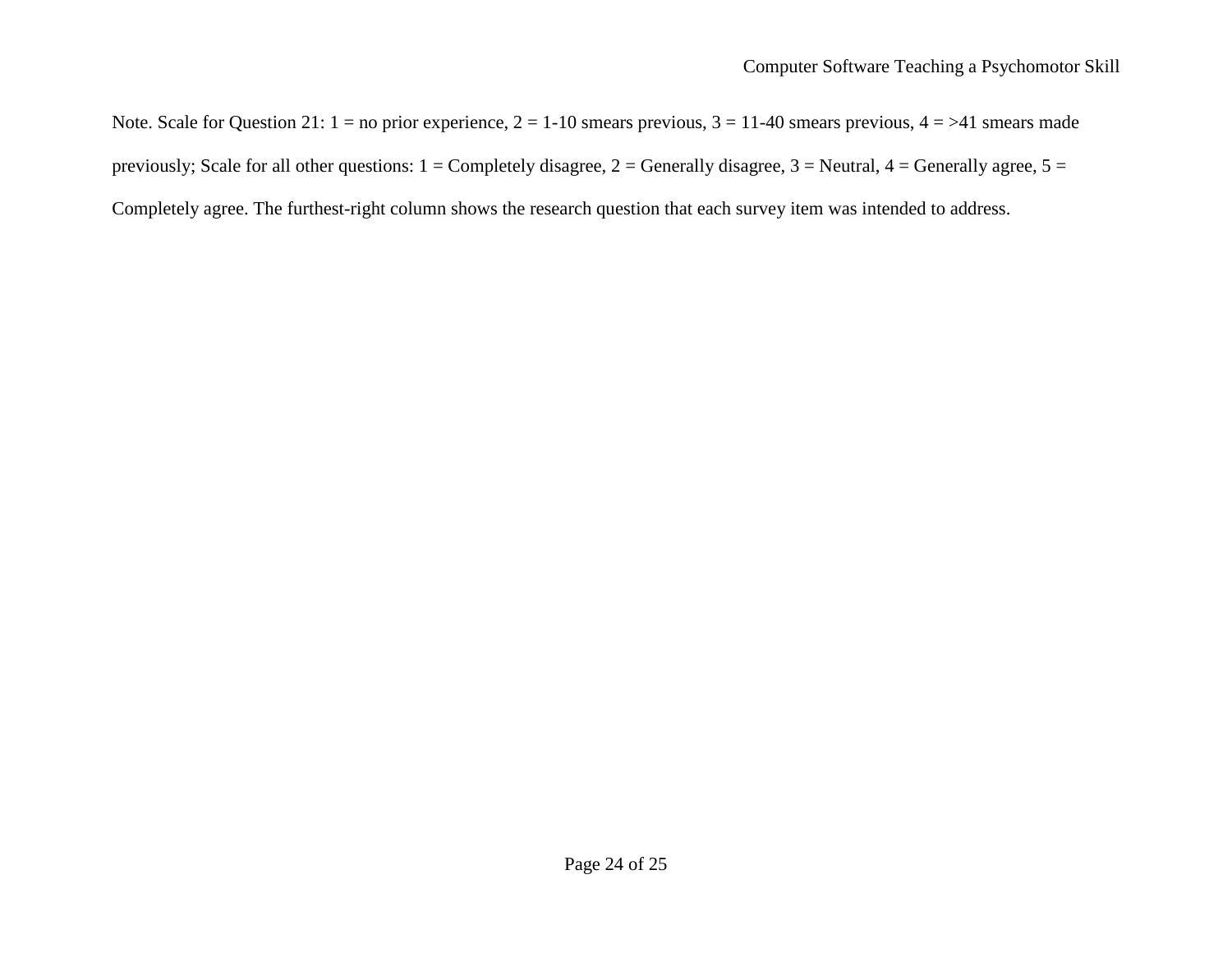Note. Scale for Question 21: 1 = no prior experience, 2 = 1-10 smears previous, 3 = 11-40 smears previous, 4 = >41 smears made previously; Scale for all other questions: 1 = Completely disagree, 2 = Generally disagree, 3 = Neutral, 4 = Generally agree, 5 = Completely agree. The furthest-right column shows the research question that each survey item was intended to address.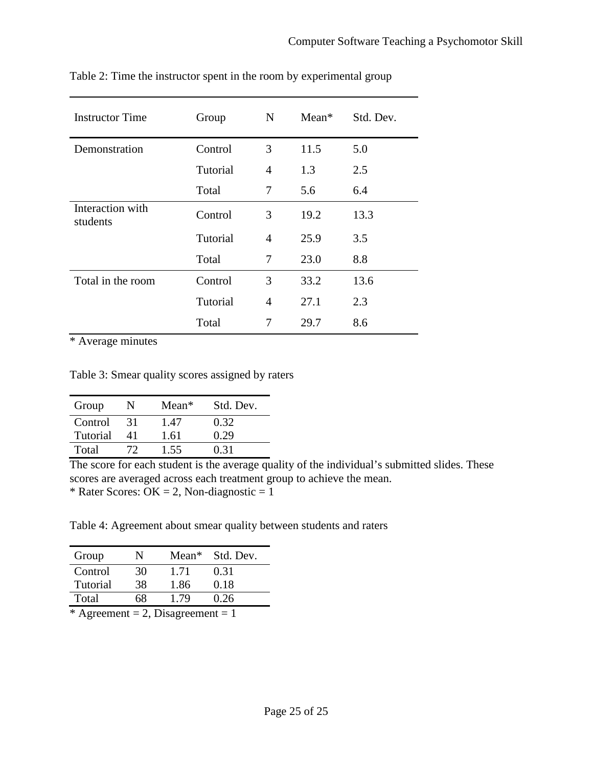Table 2: Time the instructor spent in the room by experimental group

| Instructor Time | Group | N | Mean* | Std. Dev. |
|---|---|---|---|---|
| Demonstration | Control | 3 | 11.5 | 5.0 |
| | Tutorial | 4 | 1.3 | 2.5 |
| | Total | 7 | 5.6 | 6.4 |
| Interaction with students | Control | 3 | 19.2 | 13.3 |
| | Tutorial | 4 | 25.9 | 3.5 |
| | Total | 7 | 23.0 | 8.8 |
| Total in the room | Control | 3 | 33.2 | 13.6 |
| | Tutorial | 4 | 27.1 | 2.3 |
| | Total | 7 | 29.7 | 8.6 |

* Average minutes

Table 3: Smear quality scores assigned by raters

| Group | N | Mean* | Std. Dev. |
|---|---|---|---|
| Control | 31 | 1.47 | 0.32 |
| Tutorial | 41 | 1.61 | 0.29 |
| Total | 72 | 1.55 | 0.31 |

The score for each student is the average quality of the individual's submitted slides. These scores are averaged across each treatment group to achieve the mean.
* Rater Scores: OK = 2, Non-diagnostic = 1

Table 4: Agreement about smear quality between students and raters

| Group | N | Mean* | Std. Dev. |
|---|---|---|---|
| Control | 30 | 1.71 | 0.31 |
| Tutorial | 38 | 1.86 | 0.18 |
| Total | 68 | 1.79 | 0.26 |

* Agreement = 2, Disagreement = 1